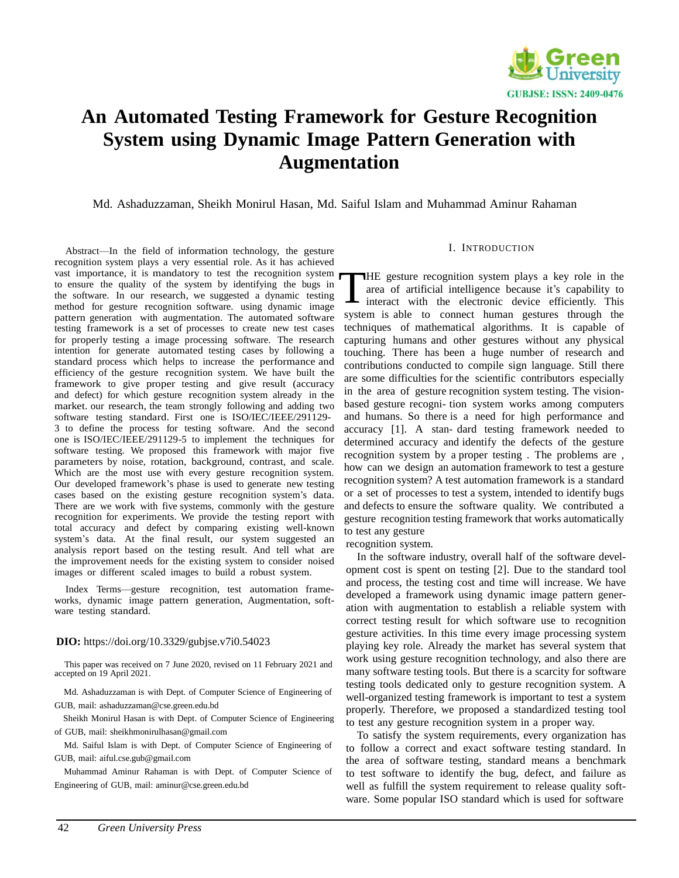# An Automated Testing Framework for Gesture Recognition System using Dynamic Image Pattern Generation with Augmentation

Md. Ashaduzzaman, Sheikh Monirul Hasan, Md. Saiful Islam and Muhammad Aminur Rahaman

*Abstract*—In the field of information technology, the gesture recognition system plays a very essential role. As it has achieved vast importance, it is mandatory to test the recognition system to ensure the quality of the system by identifying the bugs in the software. In our research, we suggested a dynamic testing method for gesture recognition software. using dynamic image pattern generation with augmentation. The automated software testing framework is a set of processes to create new test cases for properly testing a image processing software. The research intention for generate automated testing cases by following a standard process which helps to increase the performance and efficiency of the gesture recognition system. We have built the framework to give proper testing and give result (accuracy and defect) for which gesture recognition system already in the market. our research, the team strongly following and adding two software testing standard. First one is ISO/IEC/IEEE/291129-3 to define the process for testing software. And the second one is ISO/IEC/IEEE/291129-5 to implement the techniques for software testing. We proposed this framework with major five parameters by noise, rotation, background, contrast, and scale. Which are the most use with every gesture recognition system. Our developed framework's phase is used to generate new testing cases based on the existing gesture recognition system's data. There are we work with five systems, commonly with the gesture recognition for experiments. We provide the testing report with total accuracy and defect by comparing existing well-known system's data. At the final result, our system suggested an analysis report based on the testing result. And tell what are the improvement needs for the existing system to consider noised images or different scaled images to build a robust system.

*Index Terms*—gesture recognition, test automation frameworks, dynamic image pattern generation, Augmentation, software testing standard.

**DIO:** https://doi.org/10.3329/gubjse.v7i0.54023

This paper was received on 7 June 2020, revised on 11 February 2021 and accepted on 19 April 2021.

Md. Ashaduzzaman is with Dept. of Computer Science of Engineering of GUB, mail: ashaduzzaman@cse.green.edu.bd

Sheikh Monirul Hasan is with Dept. of Computer Science of Engineering of GUB, mail: sheikhmonirulhasan@gmail.com

Md. Saiful Islam is with Dept. of Computer Science of Engineering of GUB, mail: aiful.cse.gub@gmail.com

Muhammad Aminur Rahaman is with Dept. of Computer Science of Engineering of GUB, mail: aminur@cse.green.edu.bd

## I. Introduction

THE gesture recognition system plays a key role in the area of artificial intelligence because it's capability to interact with the electronic device efficiently. This system is able to connect human gestures through the techniques of mathematical algorithms. It is capable of capturing humans and other gestures without any physical touching. There has been a huge number of research and contributions conducted to compile sign language. Still there are some difficulties for the scientific contributors especially in the area of gesture recognition system testing. The vision-based gesture recogni- tion system works among computers and humans. So there is a need for high performance and accuracy [1]. A stan- dard testing framework needed to determined accuracy and identify the defects of the gesture recognition system by a proper testing . The problems are , how can we design an automation framework to test a gesture recognition system? A test automation framework is a standard or a set of processes to test a system, intended to identify bugs and defects to ensure the software quality. We contributed a gesture recognition testing framework that works automatically to test any gesture recognition system.

In the software industry, overall half of the software development cost is spent on testing [2]. Due to the standard tool and process, the testing cost and time will increase. We have developed a framework using dynamic image pattern generation with augmentation to establish a reliable system with correct testing result for which software use to recognition gesture activities. In this time every image processing system playing key role. Already the market has several system that work using gesture recognition technology, and also there are many software testing tools. But there is a scarcity for software testing tools dedicated only to gesture recognition system. A well-organized testing framework is important to test a system properly. Therefore, we proposed a standardized testing tool to test any gesture recognition system in a proper way.

To satisfy the system requirements, every organization has to follow a correct and exact software testing standard. In the area of software testing, standard means a benchmark to test software to identify the bug, defect, and failure as well as fulfill the system requirement to release quality software. Some popular ISO standard which is used for software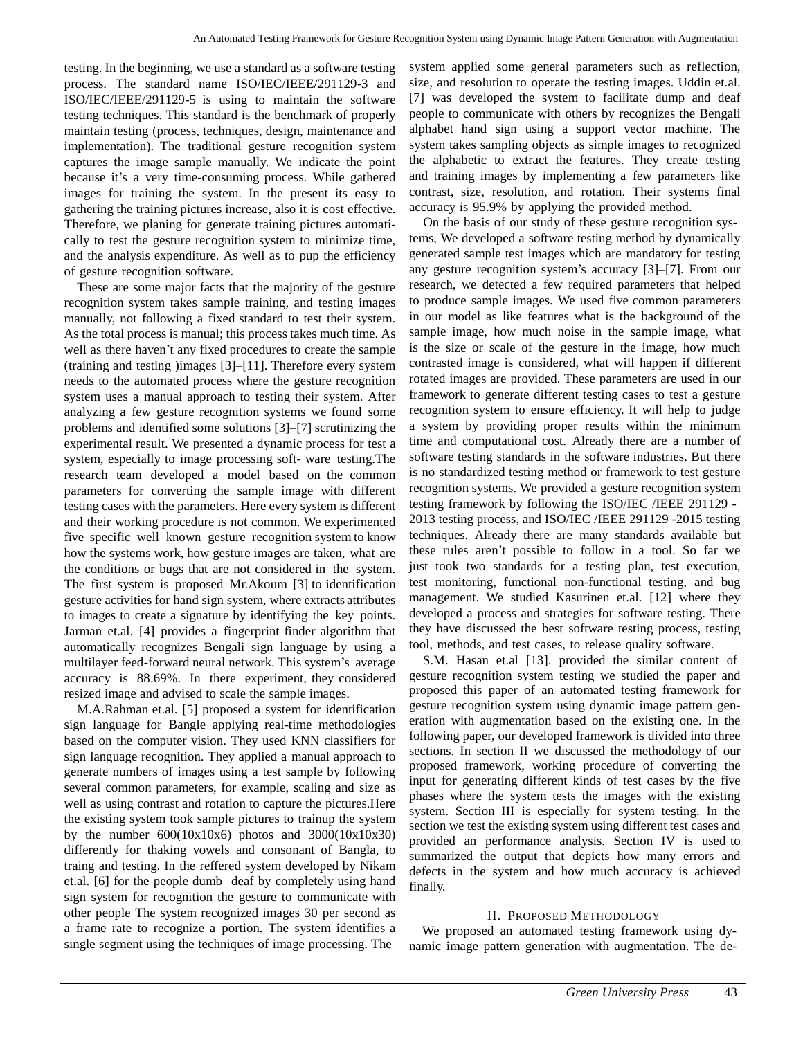testing. In the beginning, we use a standard as a software testing process. The standard name ISO/IEC/IEEE/291129-3 and ISO/IEC/IEEE/291129-5 is using to maintain the software testing techniques. This standard is the benchmark of properly maintain testing (process, techniques, design, maintenance and implementation). The traditional gesture recognition system captures the image sample manually. We indicate the point because it's a very time-consuming process. While gathered images for training the system. In the present its easy to gathering the training pictures increase, also it is cost effective. Therefore, we planing for generate training pictures automatically to test the gesture recognition system to minimize time, and the analysis expenditure. As well as to pup the efficiency of gesture recognition software.

These are some major facts that the majority of the gesture recognition system takes sample training, and testing images manually, not following a fixed standard to test their system. As the total process is manual; this process takes much time. As well as there haven't any fixed procedures to create the sample (training and testing )images [3]–[11]. Therefore every system needs to the automated process where the gesture recognition system uses a manual approach to testing their system. After analyzing a few gesture recognition systems we found some problems and identified some solutions [3]–[7] scrutinizing the experimental result. We presented a dynamic process for test a system, especially to image processing soft- ware testing.The research team developed a model based on the common parameters for converting the sample image with different testing cases with the parameters. Here every system is different and their working procedure is not common. We experimented five specific well known gesture recognition system to know how the systems work, how gesture images are taken, what are the conditions or bugs that are not considered in the system. The first system is proposed Mr.Akoum [3] to identification gesture activities for hand sign system, where extracts attributes to images to create a signature by identifying the key points. Jarman et.al. [4] provides a fingerprint finder algorithm that automatically recognizes Bengali sign language by using a multilayer feed-forward neural network. This system's average accuracy is 88.69%. In there experiment, they considered resized image and advised to scale the sample images.

M.A.Rahman et.al. [5] proposed a system for identification sign language for Bangle applying real-time methodologies based on the computer vision. They used KNN classifiers for sign language recognition. They applied a manual approach to generate numbers of images using a test sample by following several common parameters, for example, scaling and size as well as using contrast and rotation to capture the pictures.Here the existing system took sample pictures to trainup the system by the number 600(10x10x6) photos and 3000(10x10x30) differently for thaking vowels and consonant of Bangla, to traing and testing. In the reffered system developed by Nikam et.al. [6] for the people dumb deaf by completely using hand sign system for recognition the gesture to communicate with other people The system recognized images 30 per second as a frame rate to recognize a portion. The system identifies a single segment using the techniques of image processing. The system applied some general parameters such as reflection, size, and resolution to operate the testing images. Uddin et.al. [7] was developed the system to facilitate dump and deaf people to communicate with others by recognizes the Bengali alphabet hand sign using a support vector machine. The system takes sampling objects as simple images to recognized the alphabetic to extract the features. They create testing and training images by implementing a few parameters like contrast, size, resolution, and rotation. Their systems final accuracy is 95.9% by applying the provided method.

On the basis of our study of these gesture recognition systems, We developed a software testing method by dynamically generated sample test images which are mandatory for testing any gesture recognition system's accuracy [3]–[7]. From our research, we detected a few required parameters that helped to produce sample images. We used five common parameters in our model as like features what is the background of the sample image, how much noise in the sample image, what is the size or scale of the gesture in the image, how much contrasted image is considered, what will happen if different rotated images are provided. These parameters are used in our framework to generate different testing cases to test a gesture recognition system to ensure efficiency. It will help to judge a system by providing proper results within the minimum time and computational cost. Already there are a number of software testing standards in the software industries. But there is no standardized testing method or framework to test gesture recognition systems. We provided a gesture recognition system testing framework by following the ISO/IEC /IEEE 291129 -2013 testing process, and ISO/IEC /IEEE 291129 -2015 testing techniques. Already there are many standards available but these rules aren't possible to follow in a tool. So far we just took two standards for a testing plan, test execution, test monitoring, functional non-functional testing, and bug management. We studied Kasurinen et.al. [12] where they developed a process and strategies for software testing. There they have discussed the best software testing process, testing tool, methods, and test cases, to release quality software.

S.M. Hasan et.al [13]. provided the similar content of gesture recognition system testing we studied the paper and proposed this paper of an automated testing framework for gesture recognition system using dynamic image pattern generation with augmentation based on the existing one. In the following paper, our developed framework is divided into three sections. In section II we discussed the methodology of our proposed framework, working procedure of converting the input for generating different kinds of test cases by the five phases where the system tests the images with the existing system. Section III is especially for system testing. In the section we test the existing system using different test cases and provided an performance analysis. Section IV is used to summarized the output that depicts how many errors and defects in the system and how much accuracy is achieved finally.

## II. Proposed Methodology

We proposed an automated testing framework using dynamic image pattern generation with augmentation. The de-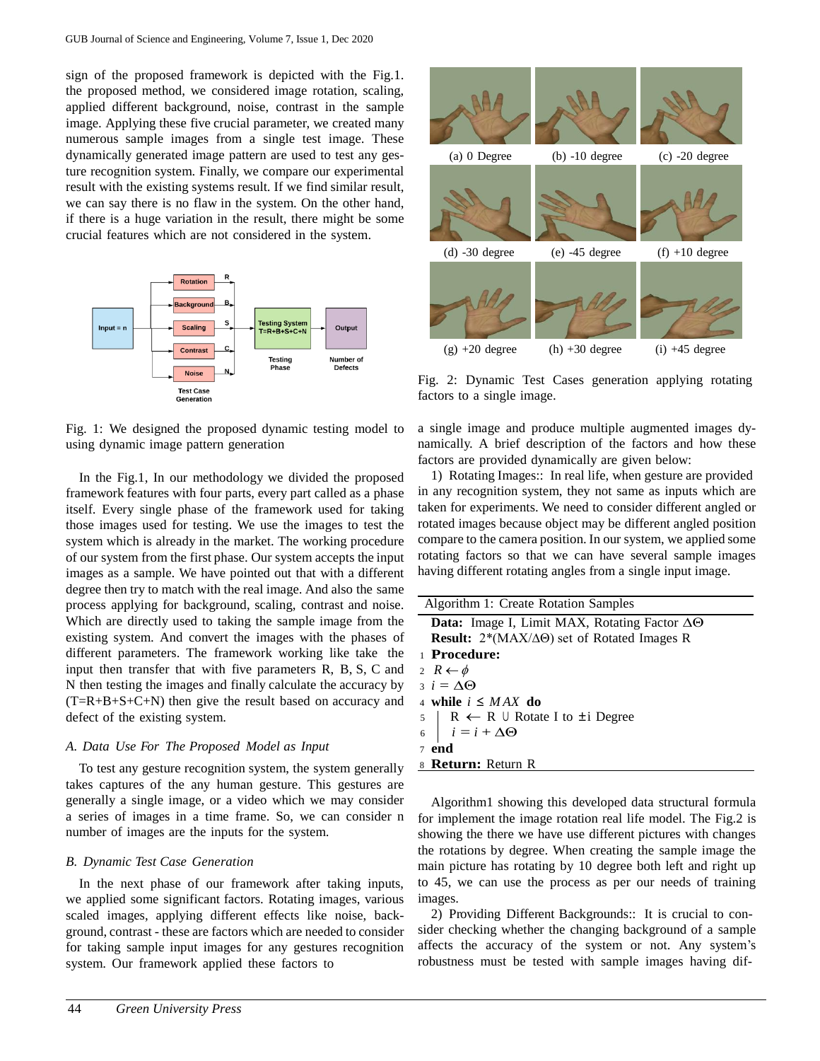sign of the proposed framework is depicted with the Fig.1. the proposed method, we considered image rotation, scaling, applied different background, noise, contrast in the sample image. Applying these five crucial parameter, we created many numerous sample images from a single test image. These dynamically generated image pattern are used to test any gesture recognition system. Finally, we compare our experimental result with the existing systems result. If we find similar result, we can say there is no flaw in the system. On the other hand, if there is a huge variation in the result, there might be some crucial features which are not considered in the system.

Fig. 1: We designed the proposed dynamic testing model to using dynamic image pattern generation

In the Fig.1, In our methodology we divided the proposed framework features with four parts, every part called as a phase itself. Every single phase of the framework used for taking those images used for testing. We use the images to test the system which is already in the market. The working procedure of our system from the first phase. Our system accepts the input images as a sample. We have pointed out that with a different degree then try to match with the real image. And also the same process applying for background, scaling, contrast and noise. Which are directly used to taking the sample image from the existing system. And convert the images with the phases of different parameters. The framework working like take the input then transfer that with five parameters R, B, S, C and N then testing the images and finally calculate the accuracy by (T=R+B+S+C+N) then give the result based on accuracy and defect of the existing system.

### *A. Data Use For The Proposed Model as Input*

To test any gesture recognition system, the system generally takes captures of the any human gesture. This gestures are generally a single image, or a video which we may consider a series of images in a time frame. So, we can consider n number of images are the inputs for the system.

### *B. Dynamic Test Case Generation*

In the next phase of our framework after taking inputs, we applied some significant factors. Rotating images, various scaled images, applying different effects like noise, background, contrast - these are factors which are needed to consider for taking sample input images for any gestures recognition system. Our framework applied these factors to a single image and produce multiple augmented images dynamically. A brief description of the factors and how these factors are provided dynamically are given below:

(a) 0 Degree (b) -10 degree (c) -20 degree (d) -30 degree (e) -45 degree (f) +10 degree (g) +20 degree (h) +30 degree (i) +45 degree

Fig. 2: Dynamic Test Cases generation applying rotating factors to a single image.

1) Rotating Images:: In real life, when gesture are provided in any recognition system, they not same as inputs which are taken for experiments. We need to consider different angled or rotated images because object may be different angled position compare to the camera position. In our system, we applied some rotating factors so that we can have several sample images having different rotating angles from a single input image.

```
Algorithm 1: Create Rotation Samples
  Data: Image I, Limit MAX, Rotating Factor ΔΘ
  Result: 2*(MAX/ΔΘ) set of Rotated Images R
1 Procedure:
2 R ← φ
3 i = ΔΘ
4 while i ≤ MAX do
5  |  R ← R ∪ Rotate I to ±i Degree
6  |  i = i + ΔΘ
7 end
8 Return: Return R
```

Algorithm1 showing this developed data structural formula for implement the image rotation real life model. The Fig.2 is showing the there we have use different pictures with changes the rotations by degree. When creating the sample image the main picture has rotating by 10 degree both left and right up to 45, we can use the process as per our needs of training images.

2) Providing Different Backgrounds:: It is crucial to consider checking whether the changing background of a sample affects the accuracy of the system or not. Any system's robustness must be tested with sample images having dif-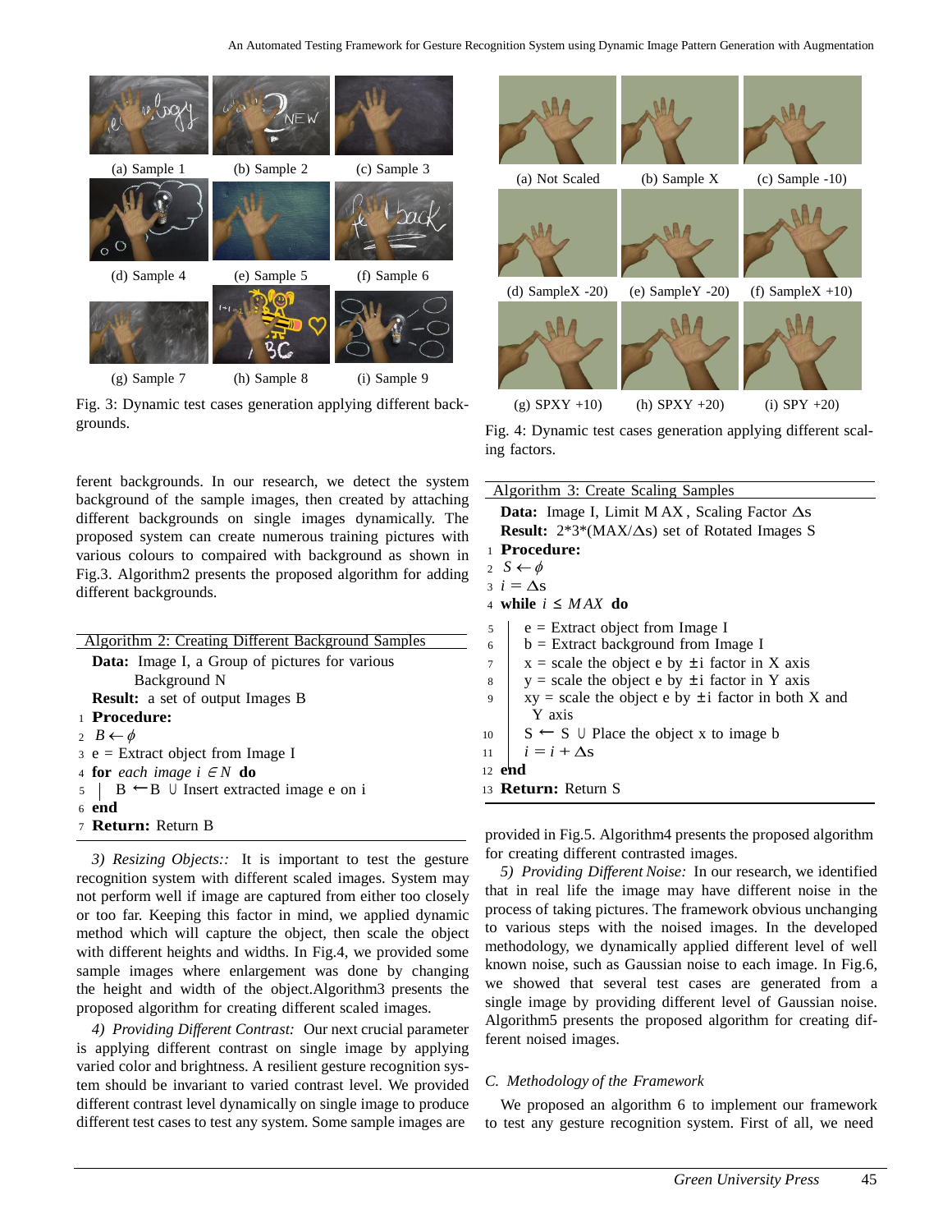(a) Sample 1 (b) Sample 2 (c) Sample 3

(d) Sample 4 (e) Sample 5 (f) Sample 6

(g) Sample 7 (h) Sample 8 (i) Sample 9

Fig. 3: Dynamic test cases generation applying different backgrounds.

ferent backgrounds. In our research, we detect the system background of the sample images, then created by attaching different backgrounds on single images dynamically. The proposed system can create numerous training pictures with various colours to compaired with background as shown in Fig.3. Algorithm2 presents the proposed algorithm for adding different backgrounds.

**Algorithm 2: Creating Different Background Samples**

```
   Data: Image I, a Group of pictures for various
         Background N
   Result: a set of output Images B
 1 Procedure:
 2 B ← φ
 3 e = Extract object from Image I
 4 for each image i ∈ N do
 5 |  B ← B ∪ Insert extracted image e on i
 6 end
 7 Return: Return B
```

*3) Resizing Objects::* It is important to test the gesture recognition system with different scaled images. System may not perform well if image are captured from either too closely or too far. Keeping this factor in mind, we applied dynamic method which will capture the object, then scale the object with different heights and widths. In Fig.4, we provided some sample images where enlargement was done by changing the height and width of the object.Algorithm3 presents the proposed algorithm for creating different scaled images.

*4) Providing Different Contrast:* Our next crucial parameter is applying different contrast on single image by applying varied color and brightness. A resilient gesture recognition system should be invariant to varied contrast level. We provided different contrast level dynamically on single image to produce different test cases to test any system. Some sample images are

(a) Not Scaled (b) Sample X (c) Sample -10)

(d) SampleX -20) (e) SampleY -20) (f) SampleX +10)

(g) SPXY +10) (h) SPXY +20) (i) SPY +20)

Fig. 4: Dynamic test cases generation applying different scaling factors.

**Algorithm 3: Create Scaling Samples**

```
   Data: Image I, Limit MAX, Scaling Factor Δs
   Result: 2*3*(MAX/Δs) set of Rotated Images S
 1 Procedure:
 2 S ← φ
 3 i = Δs
 4 while i ≤ MAX do
 5 |  e = Extract object from Image I
 6 |  b = Extract background from Image I
 7 |  x = scale the object e by ±i factor in X axis
 8 |  y = scale the object e by ±i factor in Y axis
 9 |  xy = scale the object e by ±i factor in both X and
   |    Y axis
10 |  S ← S ∪ Place the object x to image b
11 |  i = i + Δs
12 end
13 Return: Return S
```

provided in Fig.5. Algorithm4 presents the proposed algorithm for creating different contrasted images.

*5) Providing Different Noise:* In our research, we identified that in real life the image may have different noise in the process of taking pictures. The framework obvious unchanging to various steps with the noised images. In the developed methodology, we dynamically applied different level of well known noise, such as Gaussian noise to each image. In Fig.6, we showed that several test cases are generated from a single image by providing different level of Gaussian noise. Algorithm5 presents the proposed algorithm for creating different noised images.

### *C. Methodology of the Framework*

We proposed an algorithm 6 to implement our framework to test any gesture recognition system. First of all, we need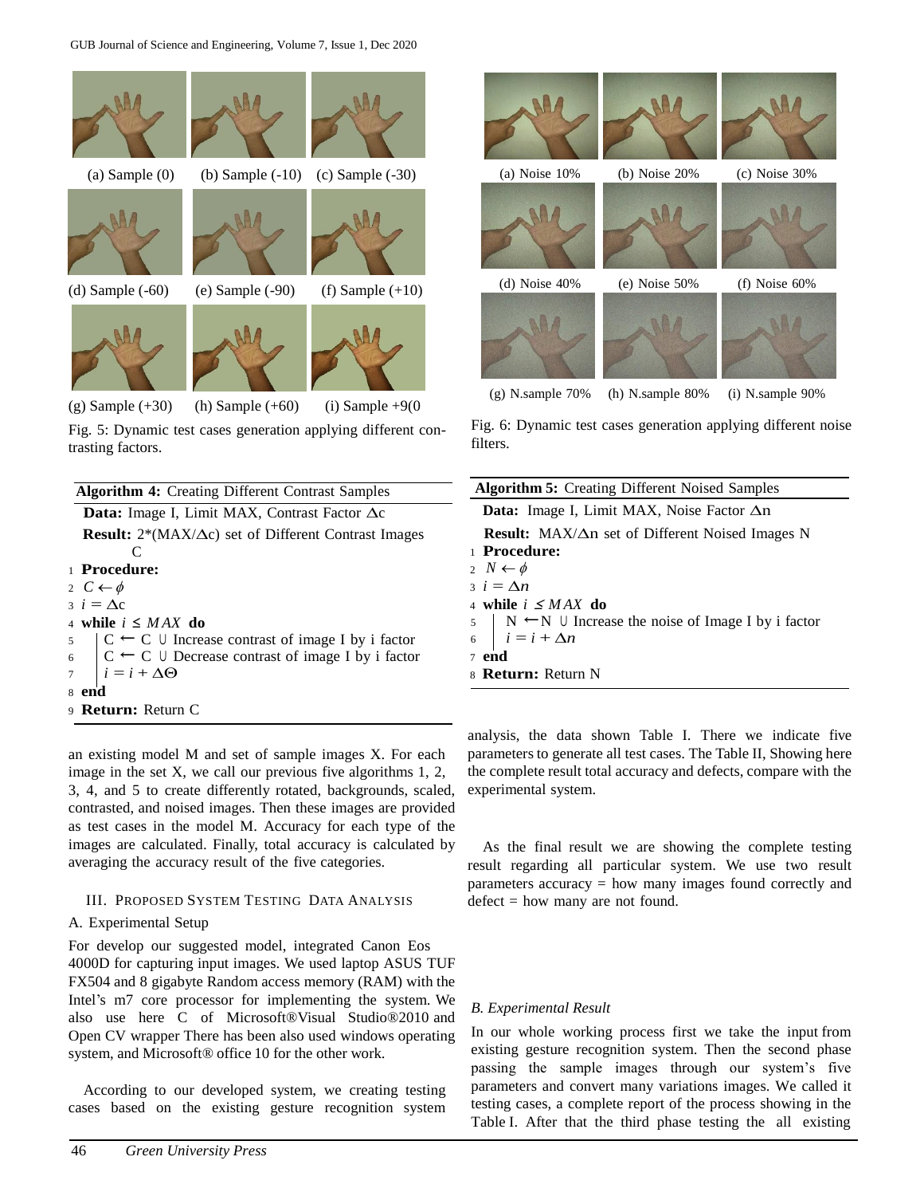(a) Sample (0) (b) Sample (-10) (c) Sample (-30)

(d) Sample (-60) (e) Sample (-90) (f) Sample (+10)

(g) Sample (+30) (h) Sample (+60) (i) Sample +9(0

Fig. 5: Dynamic test cases generation applying different contrasting factors.

**Algorithm 4:** Creating Different Contrast Samples

**Data:** Image I, Limit MAX, Contrast Factor $\Delta$c

**Result:** 2*(MAX/$\Delta$c) set of Different Contrast Images C

```
1 Procedure:
2 C ← φ
3 i = Δc
4 while i ≤ MAX do
5   C ← C ∪ Increase contrast of image I by i factor
6   C ← C ∪ Decrease contrast of image I by i factor
7   i = i + ΔΘ
8 end
9 Return: Return C
```

an existing model M and set of sample images X. For each image in the set X, we call our previous five algorithms 1, 2, 3, 4, and 5 to create differently rotated, backgrounds, scaled, contrasted, and noised images. Then these images are provided as test cases in the model M. Accuracy for each type of the images are calculated. Finally, total accuracy is calculated by averaging the accuracy result of the five categories.

## III. Proposed System Testing Data Analysis

### A. Experimental Setup

For develop our suggested model, integrated Canon Eos 4000D for capturing input images. We used laptop ASUS TUF FX504 and 8 gigabyte Random access memory (RAM) with the Intel's m7 core processor for implementing the system. We also use here C of Microsoft®Visual Studio®2010 and Open CV wrapper There has been also used windows operating system, and Microsoft® office 10 for the other work.

According to our developed system, we creating testing cases based on the existing gesture recognition system

(a) Noise 10% (b) Noise 20% (c) Noise 30%

(d) Noise 40% (e) Noise 50% (f) Noise 60%

(g) N.sample 70% (h) N.sample 80% (i) N.sample 90%

Fig. 6: Dynamic test cases generation applying different noise filters.

**Algorithm 5:** Creating Different Noised Samples

**Data:** Image I, Limit MAX, Noise Factor $\Delta$n

**Result:** MAX/$\Delta$n set of Different Noised Images N

```
1 Procedure:
2 N ← φ
3 i = Δn
4 while i ≤ MAX do
5   N ← N ∪ Increase the noise of Image I by i factor
6   i = i + Δn
7 end
8 Return: Return N
```

analysis, the data shown Table I. There we indicate five parameters to generate all test cases. The Table II, Showing here the complete result total accuracy and defects, compare with the experimental system.

As the final result we are showing the complete testing result regarding all particular system. We use two result parameters accuracy = how many images found correctly and defect = how many are not found.

### *B. Experimental Result*

In our whole working process first we take the input from existing gesture recognition system. Then the second phase passing the sample images through our system's five parameters and convert many variations images. We called it testing cases, a complete report of the process showing in the Table I. After that the third phase testing the all existing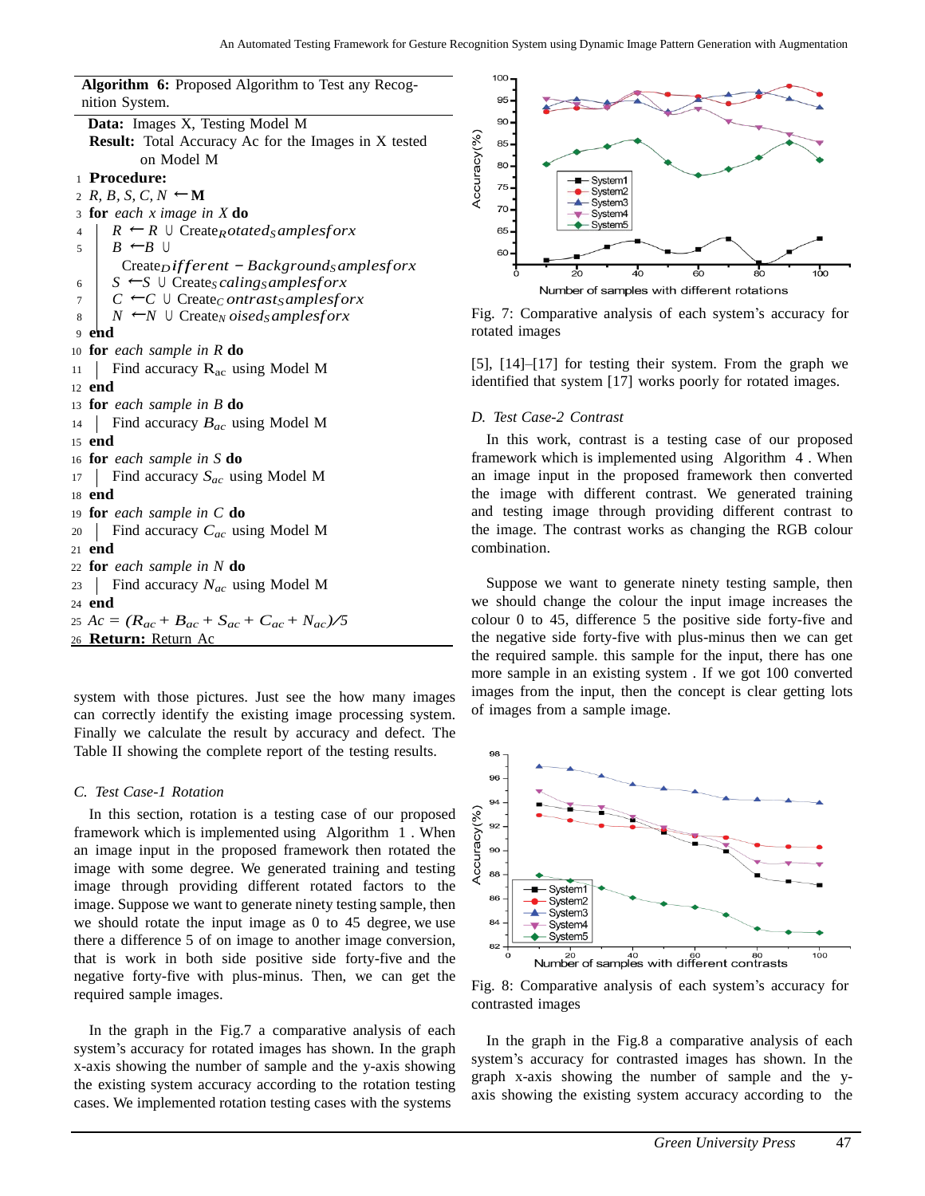**Algorithm 6:** Proposed Algorithm to Test any Recognition System.

**Data:** Images X, Testing Model M

**Result:** Total Accuracy Ac for the Images in X tested on Model M

```
1  Procedure:
2  R, B, S, C, N ← M
3  for each x image in X do
4  |   R ← R ∪ Create_R rotated_S amples for x
5  |   B ← B ∪ Create_D ifferent − Background_S amples for x
6  |   S ← S ∪ Create_S caling_S amples for x
7  |   C ← C ∪ Create_C ontrast_S amples for x
8  |   N ← N ∪ Create_N oised_S amples for x
9  end
10 for each sample in R do
11 |   Find accuracy R_ac using Model M
12 end
13 for each sample in B do
14 |   Find accuracy B_ac using Model M
15 end
16 for each sample in S do
17 |   Find accuracy S_ac using Model M
18 end
19 for each sample in C do
20 |   Find accuracy C_ac using Model M
21 end
22 for each sample in N do
23 |   Find accuracy N_ac using Model M
24 end
25 Ac = (R_ac + B_ac + S_ac + C_ac + N_ac)/5
26 Return: Return Ac
```

system with those pictures. Just see the how many images can correctly identify the existing image processing system. Finally we calculate the result by accuracy and defect. The Table II showing the complete report of the testing results.

### C. Test Case-1 Rotation

In this section, rotation is a testing case of our proposed framework which is implemented using Algorithm 1 . When an image input in the proposed framework then rotated the image with some degree. We generated training and testing image through providing different rotated factors to the image. Suppose we want to generate ninety testing sample, then we should rotate the input image as 0 to 45 degree, we use there a difference 5 of on image to another image conversion, that is work in both side positive side forty-five and the negative forty-five with plus-minus. Then, we can get the required sample images.

In the graph in the Fig.7 a comparative analysis of each system's accuracy for rotated images has shown. In the graph x-axis showing the number of sample and the y-axis showing the existing system accuracy according to the rotation testing cases. We implemented rotation testing cases with the systems [5], [14]–[17] for testing their system. From the graph we identified that system [17] works poorly for rotated images.

Fig. 7: Comparative analysis of each system's accuracy for rotated images

### D. Test Case-2 Contrast

In this work, contrast is a testing case of our proposed framework which is implemented using Algorithm 4 . When an image input in the proposed framework then converted the image with different contrast. We generated training and testing image through providing different contrast to the image. The contrast works as changing the RGB colour combination.

Suppose we want to generate ninety testing sample, then we should change the colour the input image increases the colour 0 to 45, difference 5 the positive side forty-five and the negative side forty-five with plus-minus then we can get the required sample. this sample for the input, there has one more sample in an existing system . If we got 100 converted images from the input, then the concept is clear getting lots of images from a sample image.

Fig. 8: Comparative analysis of each system's accuracy for contrasted images

In the graph in the Fig.8 a comparative analysis of each system's accuracy for contrasted images has shown. In the graph x-axis showing the number of sample and the y-axis showing the existing system accuracy according to the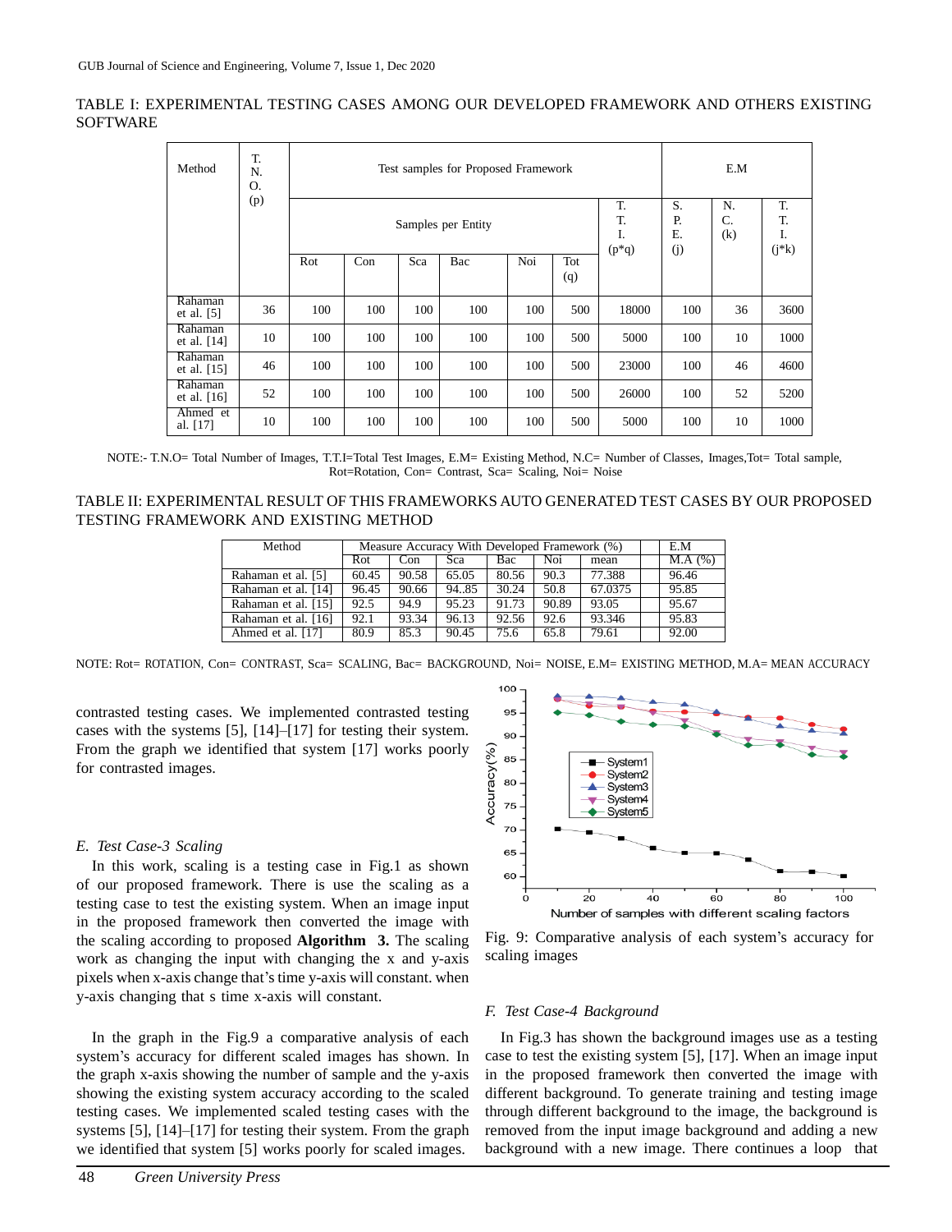TABLE I: EXPERIMENTAL TESTING CASES AMONG OUR DEVELOPED FRAMEWORK AND OTHERS EXISTING SOFTWARE

| Method | T.N.O. (p) | Test samples for Proposed Framework | | | | | | | E.M | | |
|---|---|---|---|---|---|---|---|---|---|---|---|
| | | Samples per Entity | | | | | | T.T.I. (p*q) | S.P.E. (j) | N.C. (k) | T.T.I. (j*k) |
| | | Rot | Con | Sca | Bac | Noi | Tot (q) | | | | |
| Rahaman et al. [5] | 36 | 100 | 100 | 100 | 100 | 100 | 500 | 18000 | 100 | 36 | 3600 |
| Rahaman et al. [14] | 10 | 100 | 100 | 100 | 100 | 100 | 500 | 5000 | 100 | 10 | 1000 |
| Rahaman et al. [15] | 46 | 100 | 100 | 100 | 100 | 100 | 500 | 23000 | 100 | 46 | 4600 |
| Rahaman et al. [16] | 52 | 100 | 100 | 100 | 100 | 100 | 500 | 26000 | 100 | 52 | 5200 |
| Ahmed et al. [17] | 10 | 100 | 100 | 100 | 100 | 100 | 500 | 5000 | 100 | 10 | 1000 |

NOTE:- T.N.O= Total Number of Images, T.T.I=Total Test Images, E.M= Existing Method, N.C= Number of Classes, Images,Tot= Total sample, Rot=Rotation, Con= Contrast, Sca= Scaling, Noi= Noise

TABLE II: EXPERIMENTAL RESULT OF THIS FRAMEWORKS AUTO GENERATED TEST CASES BY OUR PROPOSED TESTING FRAMEWORK AND EXISTING METHOD

| Method | Measure Accuracy With Developed Framework (%) | | | | | | E.M |
|---|---|---|---|---|---|---|---|
| | Rot | Con | Sca | Bac | Noi | mean | M.A (%) |
| Rahaman et al. [5] | 60.45 | 90.58 | 65.05 | 80.56 | 90.3 | 77.388 | 96.46 |
| Rahaman et al. [14] | 96.45 | 90.66 | 94..85 | 30.24 | 50.8 | 67.0375 | 95.85 |
| Rahaman et al. [15] | 92.5 | 94.9 | 95.23 | 91.73 | 90.89 | 93.05 | 95.67 |
| Rahaman et al. [16] | 92.1 | 93.34 | 96.13 | 92.56 | 92.6 | 93.346 | 95.83 |
| Ahmed et al. [17] | 80.9 | 85.3 | 90.45 | 75.6 | 65.8 | 79.61 | 92.00 |

NOTE: Rot= ROTATION, Con= CONTRAST, Sca= SCALING, Bac= BACKGROUND, Noi= NOISE, E.M= EXISTING METHOD, M.A= MEAN ACCURACY

contrasted testing cases. We implemented contrasted testing cases with the systems [5], [14]–[17] for testing their system. From the graph we identified that system [17] works poorly for contrasted images.

### E. Test Case-3 Scaling

In this work, scaling is a testing case in Fig.1 as shown of our proposed framework. There is use the scaling as a testing case to test the existing system. When an image input in the proposed framework then converted the image with the scaling according to proposed **Algorithm 3.** The scaling work as changing the input with changing the x and y-axis pixels when x-axis change that's time y-axis will constant. when y-axis changing that s time x-axis will constant.

In the graph in the Fig.9 a comparative analysis of each system's accuracy for different scaled images has shown. In the graph x-axis showing the number of sample and the y-axis showing the existing system accuracy according to the scaled testing cases. We implemented scaled testing cases with the systems [5], [14]–[17] for testing their system. From the graph we identified that system [5] works poorly for scaled images.

Fig. 9: Comparative analysis of each system's accuracy for scaling images

### F. Test Case-4 Background

In Fig.3 has shown the background images use as a testing case to test the existing system [5], [17]. When an image input in the proposed framework then converted the image with different background. To generate training and testing image through different background to the image, the background is removed from the input image background and adding a new background with a new image. There continues a loop that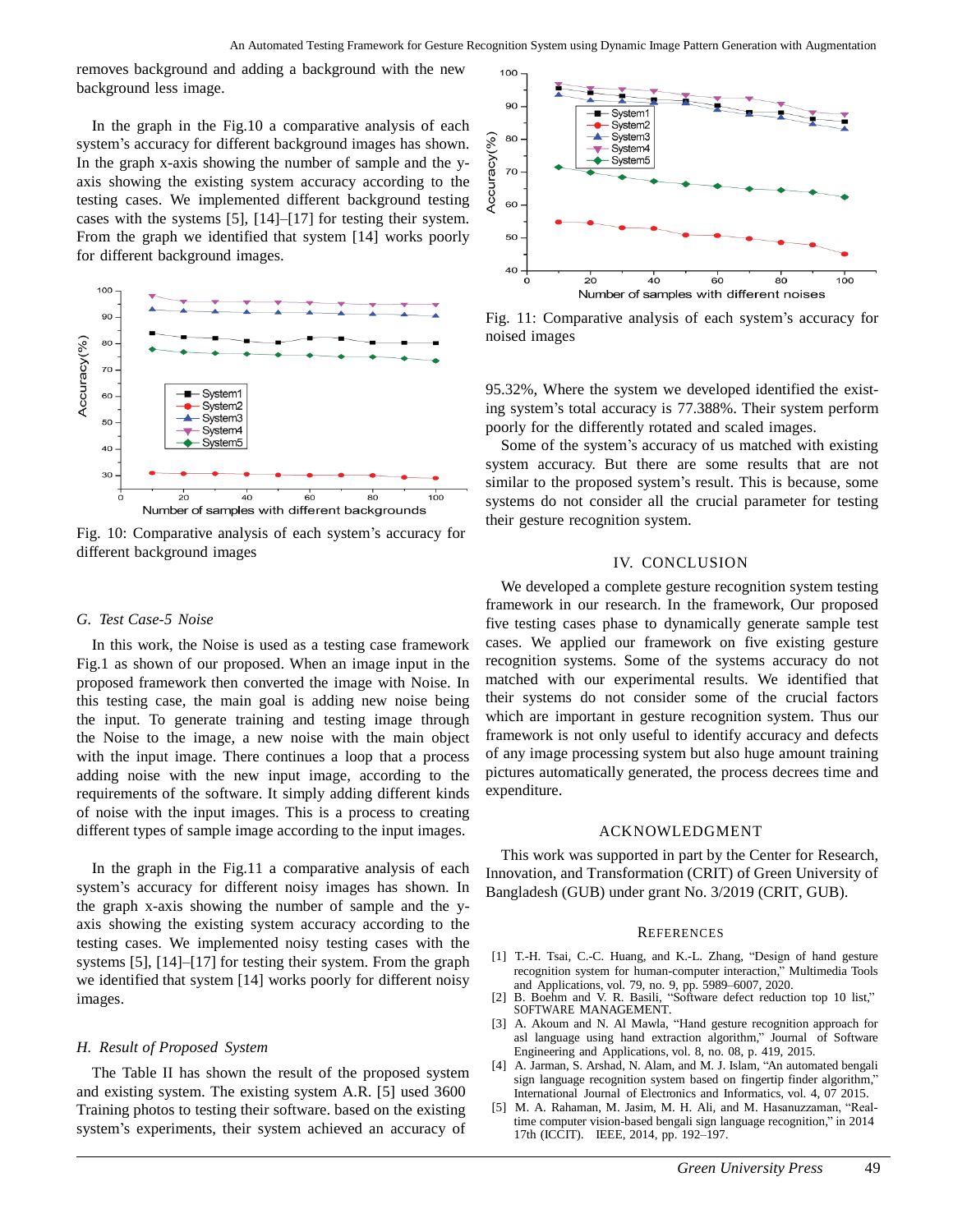removes background and adding a background with the new background less image.

In the graph in the Fig.10 a comparative analysis of each system's accuracy for different background images has shown. In the graph x-axis showing the number of sample and the y-axis showing the existing system accuracy according to the testing cases. We implemented different background testing cases with the systems [5], [14]–[17] for testing their system. From the graph we identified that system [14] works poorly for different background images.

Fig. 10: Comparative analysis of each system's accuracy for different background images

### *G. Test Case-5 Noise*

In this work, the Noise is used as a testing case framework Fig.1 as shown of our proposed. When an image input in the proposed framework then converted the image with Noise. In this testing case, the main goal is adding new noise being the input. To generate training and testing image through the Noise to the image, a new noise with the main object with the input image. There continues a loop that a process adding noise with the new input image, according to the requirements of the software. It simply adding different kinds of noise with the input images. This is a process to creating different types of sample image according to the input images.

In the graph in the Fig.11 a comparative analysis of each system's accuracy for different noisy images has shown. In the graph x-axis showing the number of sample and the y-axis showing the existing system accuracy according to the testing cases. We implemented noisy testing cases with the systems [5], [14]–[17] for testing their system. From the graph we identified that system [14] works poorly for different noisy images.

### *H. Result of Proposed System*

The Table II has shown the result of the proposed system and existing system. The existing system A.R. [5] used 3600 Training photos to testing their software. based on the existing system's experiments, their system achieved an accuracy of

Fig. 11: Comparative analysis of each system's accuracy for noised images

95.32%, Where the system we developed identified the existing system's total accuracy is 77.388%. Their system perform poorly for the differently rotated and scaled images.

Some of the system's accuracy of us matched with existing system accuracy. But there are some results that are not similar to the proposed system's result. This is because, some systems do not consider all the crucial parameter for testing their gesture recognition system.

## IV. CONCLUSION

We developed a complete gesture recognition system testing framework in our research. In the framework, Our proposed five testing cases phase to dynamically generate sample test cases. We applied our framework on five existing gesture recognition systems. Some of the systems accuracy do not matched with our experimental results. We identified that their systems do not consider some of the crucial factors which are important in gesture recognition system. Thus our framework is not only useful to identify accuracy and defects of any image processing system but also huge amount training pictures automatically generated, the process decrees time and expenditure.

## ACKNOWLEDGMENT

This work was supported in part by the Center for Research, Innovation, and Transformation (CRIT) of Green University of Bangladesh (GUB) under grant No. 3/2019 (CRIT, GUB).

## REFERENCES

[1] T.-H. Tsai, C.-C. Huang, and K.-L. Zhang, "Design of hand gesture recognition system for human-computer interaction," Multimedia Tools and Applications, vol. 79, no. 9, pp. 5989–6007, 2020.

[2] B. Boehm and V. R. Basili, "Software defect reduction top 10 list," SOFTWARE MANAGEMENT.

[3] A. Akoum and N. Al Mawla, "Hand gesture recognition approach for asl language using hand extraction algorithm," Journal of Software Engineering and Applications, vol. 8, no. 08, p. 419, 2015.

[4] A. Jarman, S. Arshad, N. Alam, and M. J. Islam, "An automated bengali sign language recognition system based on fingertip finder algorithm," International Journal of Electronics and Informatics, vol. 4, 07 2015.

[5] M. A. Rahaman, M. Jasim, M. H. Ali, and M. Hasanuzzaman, "Real-time computer vision-based bengali sign language recognition," in 2014 17th (ICCIT). IEEE, 2014, pp. 192–197.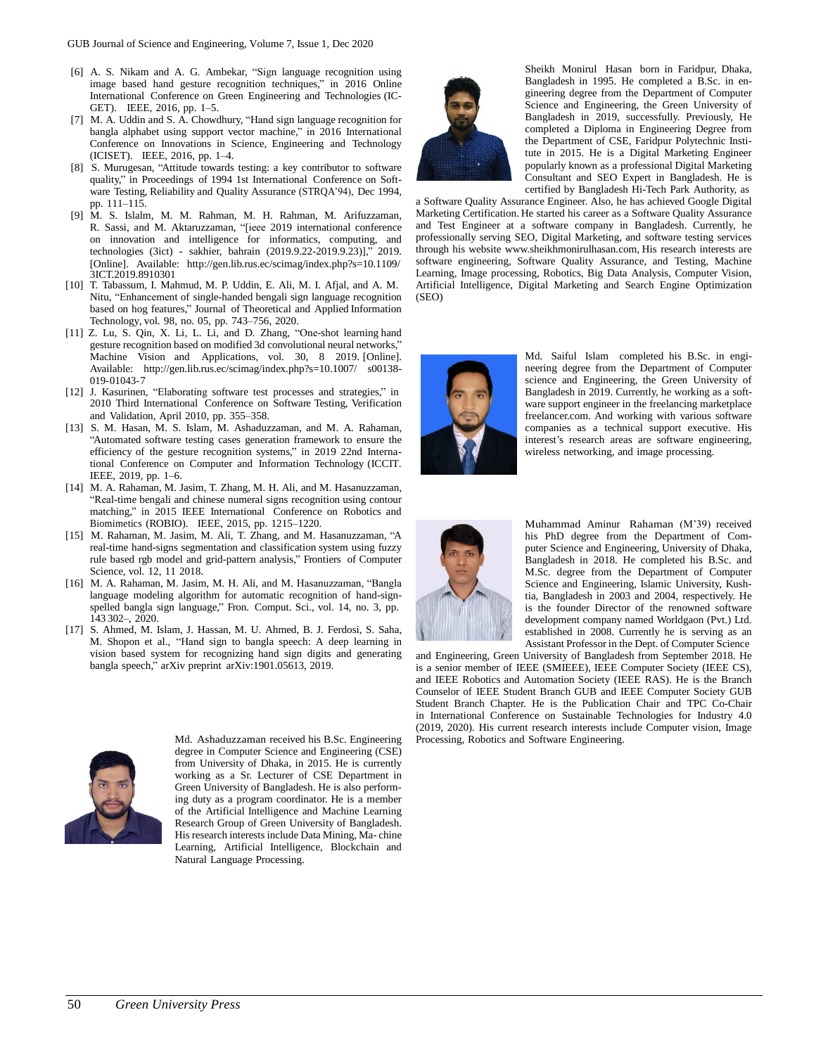[6] A. S. Nikam and A. G. Ambekar, "Sign language recognition using image based hand gesture recognition techniques," in 2016 Online International Conference on Green Engineering and Technologies (IC-GET). IEEE, 2016, pp. 1–5.

[7] M. A. Uddin and S. A. Chowdhury, "Hand sign language recognition for bangla alphabet using support vector machine," in 2016 International Conference on Innovations in Science, Engineering and Technology (ICISET). IEEE, 2016, pp. 1–4.

[8] S. Murugesan, "Attitude towards testing: a key contributor to software quality," in Proceedings of 1994 1st International Conference on Software Testing, Reliability and Quality Assurance (STRQA'94), Dec 1994, pp. 111–115.

[9] M. S. Islalm, M. M. Rahman, M. H. Rahman, M. Arifuzzaman, R. Sassi, and M. Aktaruzzaman, "[ieee 2019 international conference on innovation and intelligence for informatics, computing, and technologies (3ict) - sakhier, bahrain (2019.9.22-2019.9.23)]," 2019. [Online]. Available: http://gen.lib.rus.ec/scimag/index.php?s=10.1109/3ICT.2019.8910301

[10] T. Tabassum, I. Mahmud, M. P. Uddin, E. Ali, M. I. Afjal, and A. M. Nitu, "Enhancement of single-handed bengali sign language recognition based on hog features," Journal of Theoretical and Applied Information Technology, vol. 98, no. 05, pp. 743–756, 2020.

[11] Z. Lu, S. Qin, X. Li, L. Li, and D. Zhang, "One-shot learning hand gesture recognition based on modified 3d convolutional neural networks," Machine Vision and Applications, vol. 30, 8 2019. [Online]. Available: http://gen.lib.rus.ec/scimag/index.php?s=10.1007/s00138-019-01043-7

[12] J. Kasurinen, "Elaborating software test processes and strategies," in 2010 Third International Conference on Software Testing, Verification and Validation, April 2010, pp. 355–358.

[13] S. M. Hasan, M. S. Islam, M. Ashaduzzaman, and M. A. Rahaman, "Automated software testing cases generation framework to ensure the efficiency of the gesture recognition systems," in 2019 22nd International Conference on Computer and Information Technology (ICCIT. IEEE, 2019, pp. 1–6.

[14] M. A. Rahaman, M. Jasim, T. Zhang, M. H. Ali, and M. Hasanuzzaman, "Real-time bengali and chinese numeral signs recognition using contour matching," in 2015 IEEE International Conference on Robotics and Biomimetics (ROBIO). IEEE, 2015, pp. 1215–1220.

[15] M. Rahaman, M. Jasim, M. Ali, T. Zhang, and M. Hasanuzzaman, "A real-time hand-signs segmentation and classification system using fuzzy rule based rgb model and grid-pattern analysis," Frontiers of Computer Science, vol. 12, 11 2018.

[16] M. A. Rahaman, M. Jasim, M. H. Ali, and M. Hasanuzzaman, "Bangla language modeling algorithm for automatic recognition of hand-sign-spelled bangla sign language," Fron. Comput. Sci., vol. 14, no. 3, pp. 143 302–, 2020.

[17] S. Ahmed, M. Islam, J. Hassan, M. U. Ahmed, B. J. Ferdosi, S. Saha, M. Shopon et al., "Hand sign to bangla speech: A deep learning in vision based system for recognizing hand sign digits and generating bangla speech," arXiv preprint arXiv:1901.05613, 2019.

Md. Ashaduzzaman received his B.Sc. Engineering degree in Computer Science and Engineering (CSE) from University of Dhaka, in 2015. He is currently working as a Sr. Lecturer of CSE Department in Green University of Bangladesh. He is also performing duty as a program coordinator. He is a member of the Artificial Intelligence and Machine Learning Research Group of Green University of Bangladesh. His research interests include Data Mining, Machine Learning, Artificial Intelligence, Blockchain and Natural Language Processing.

Sheikh Monirul Hasan born in Faridpur, Dhaka, Bangladesh in 1995. He completed a B.Sc. in engineering degree from the Department of Computer Science and Engineering, the Green University of Bangladesh in 2019, successfully. Previously, He completed a Diploma in Engineering Degree from the Department of CSE, Faridpur Polytechnic Institute in 2015. He is a Digital Marketing Engineer popularly known as a professional Digital Marketing Consultant and SEO Expert in Bangladesh. He is certified by Bangladesh Hi-Tech Park Authority, as a Software Quality Assurance Engineer. Also, he has achieved Google Digital Marketing Certification. He started his career as a Software Quality Assurance and Test Engineer at a software company in Bangladesh. Currently, he professionally serving SEO, Digital Marketing, and software testing services through his website www.sheikhmonirulhasan.com, His research interests are software engineering, Software Quality Assurance, and Testing, Machine Learning, Image processing, Robotics, Big Data Analysis, Computer Vision, Artificial Intelligence, Digital Marketing and Search Engine Optimization (SEO)

Md. Saiful Islam completed his B.Sc. in engineering degree from the Department of Computer science and Engineering, the Green University of Bangladesh in 2019. Currently, he working as a software support engineer in the freelancing marketplace freelancer.com. And working with various software companies as a technical support executive. His interest's research areas are software engineering, wireless networking, and image processing.

Muhammad Aminur Rahaman (M'39) received his PhD degree from the Department of Computer Science and Engineering, University of Dhaka, Bangladesh in 2018. He completed his B.Sc. and M.Sc. degree from the Department of Computer Science and Engineering, Islamic University, Kushtia, Bangladesh in 2003 and 2004, respectively. He is the founder Director of the renowned software development company named Worldgaon (Pvt.) Ltd. established in 2008. Currently he is serving as an Assistant Professor in the Dept. of Computer Science and Engineering, Green University of Bangladesh from September 2018. He is a senior member of IEEE (SMIEEE), IEEE Computer Society (IEEE CS), and IEEE Robotics and Automation Society (IEEE RAS). He is the Branch Counselor of IEEE Student Branch GUB and IEEE Computer Society GUB Student Branch Chapter. He is the Publication Chair and TPC Co-Chair in International Conference on Sustainable Technologies for Industry 4.0 (2019, 2020). His current research interests include Computer vision, Image Processing, Robotics and Software Engineering.